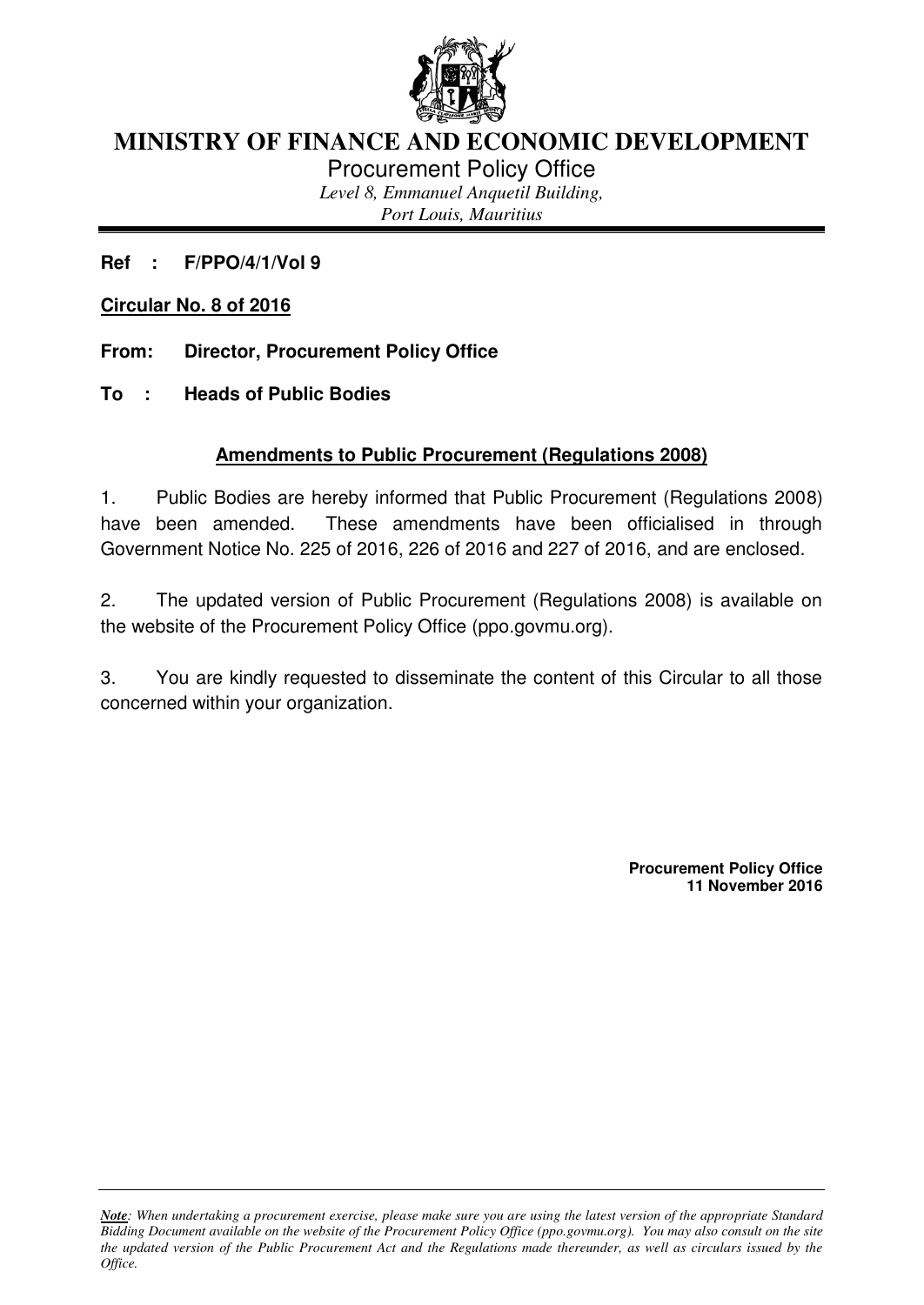# MINISTRY OF FINANCE AND ECONOMIC DEVELOPMENT

Procurement Policy Office

*Level 8, Emmanuel Anquetil Building,*
*Port Louis, Mauritius*

---

**Ref : F/PPO/4/1/Vol 9**

**Circular No. 8 of 2016**

**From: Director, Procurement Policy Office**

**To : Heads of Public Bodies**

## Amendments to Public Procurement (Regulations 2008)

1. Public Bodies are hereby informed that Public Procurement (Regulations 2008) have been amended. These amendments have been officialised in through Government Notice No. 225 of 2016, 226 of 2016 and 227 of 2016, and are enclosed.

2. The updated version of Public Procurement (Regulations 2008) is available on the website of the Procurement Policy Office (ppo.govmu.org).

3. You are kindly requested to disseminate the content of this Circular to all those concerned within your organization.

**Procurement Policy Office**
**11 November 2016**

---

***Note**: When undertaking a procurement exercise, please make sure you are using the latest version of the appropriate Standard Bidding Document available on the website of the Procurement Policy Office (ppo.govmu.org). You may also consult on the site the updated version of the Public Procurement Act and the Regulations made thereunder, as well as circulars issued by the Office.*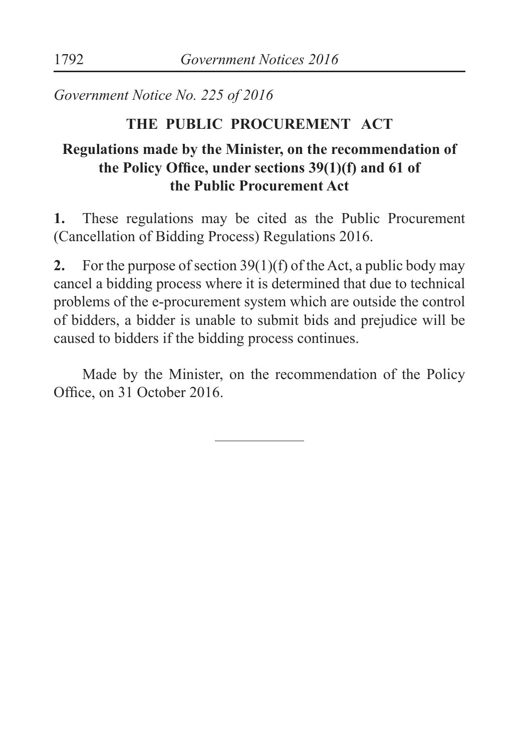*Government Notice No. 225 of 2016*

## THE PUBLIC PROCUREMENT ACT

### Regulations made by the Minister, on the recommendation of the Policy Office, under sections 39(1)(f) and 61 of the Public Procurement Act

**1.** These regulations may be cited as the Public Procurement (Cancellation of Bidding Process) Regulations 2016.

**2.** For the purpose of section 39(1)(f) of the Act, a public body may cancel a bidding process where it is determined that due to technical problems of the e-procurement system which are outside the control of bidders, a bidder is unable to submit bids and prejudice will be caused to bidders if the bidding process continues.

Made by the Minister, on the recommendation of the Policy Office, on 31 October 2016.

---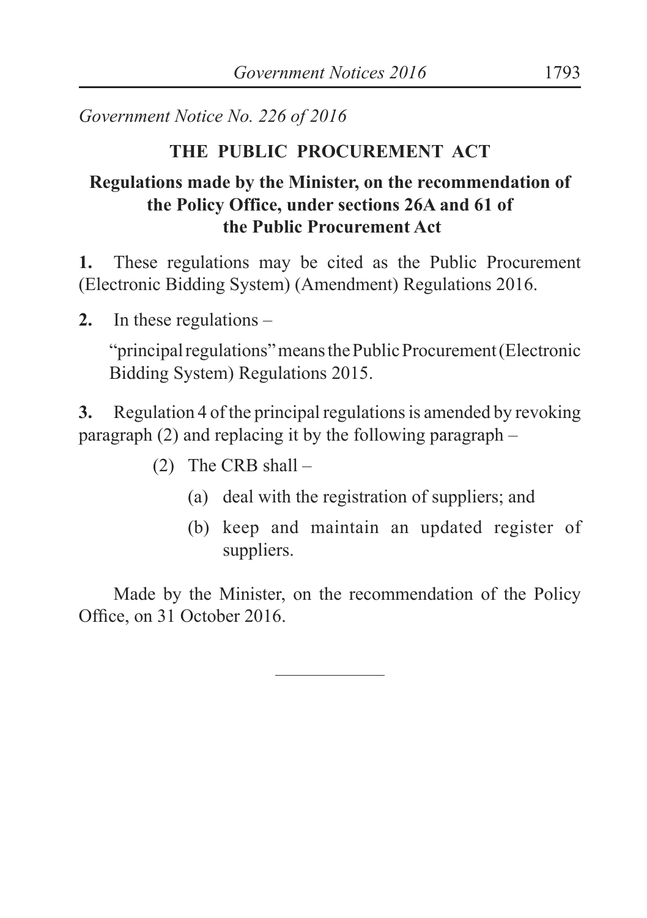*Government Notice No. 226 of 2016*

## THE PUBLIC PROCUREMENT ACT

### Regulations made by the Minister, on the recommendation of the Policy Office, under sections 26A and 61 of the Public Procurement Act

**1.** These regulations may be cited as the Public Procurement (Electronic Bidding System) (Amendment) Regulations 2016.

**2.** In these regulations –

"principal regulations" means the Public Procurement (Electronic Bidding System) Regulations 2015.

**3.** Regulation 4 of the principal regulations is amended by revoking paragraph (2) and replacing it by the following paragraph –

(2) The CRB shall –

- (a) deal with the registration of suppliers; and
- (b) keep and maintain an updated register of suppliers.

Made by the Minister, on the recommendation of the Policy Office, on 31 October 2016.

---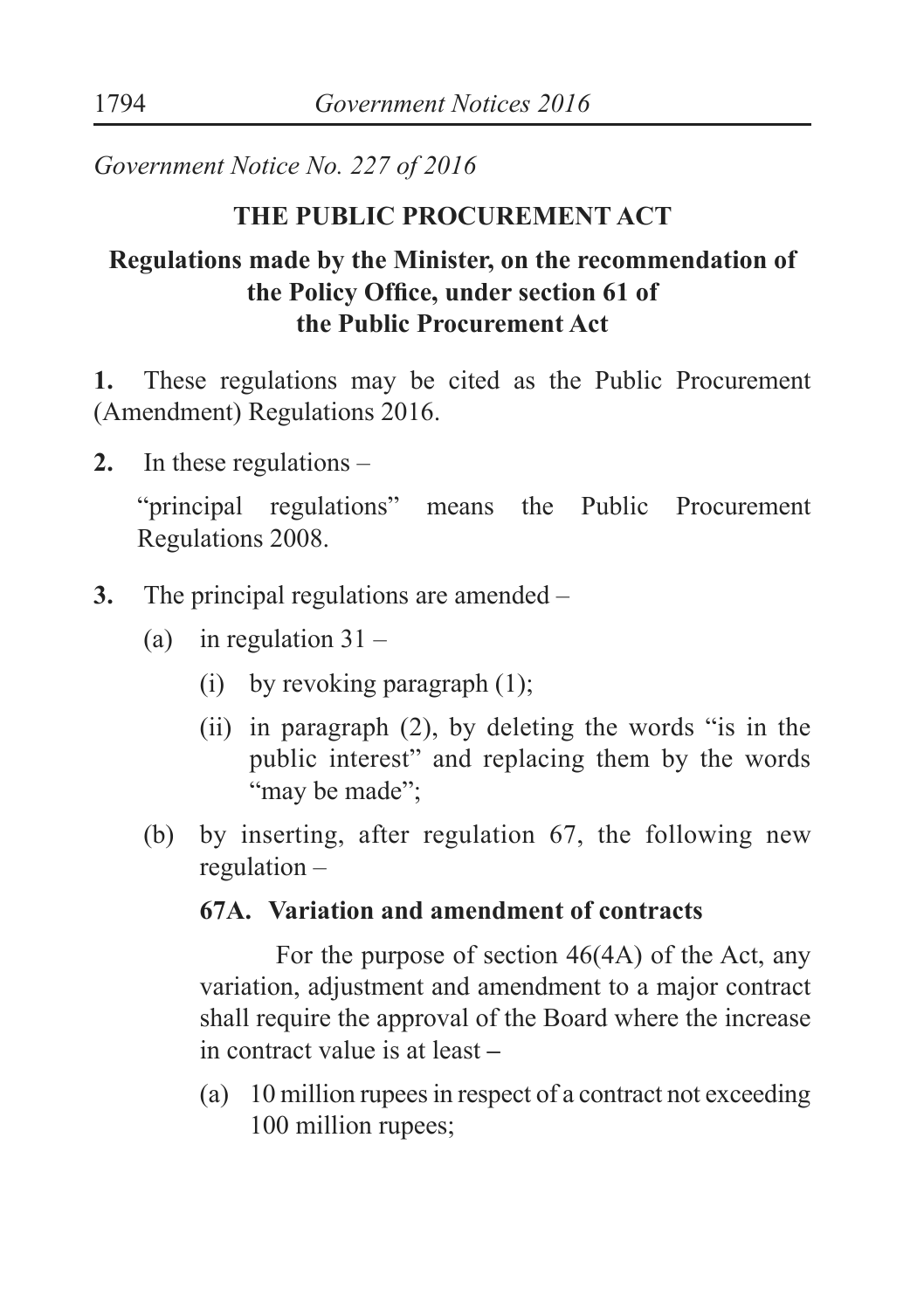*Government Notice No. 227 of 2016*

**THE PUBLIC PROCUREMENT ACT**

**Regulations made by the Minister, on the recommendation of the Policy Office, under section 61 of the Public Procurement Act**

**1.** These regulations may be cited as the Public Procurement (Amendment) Regulations 2016.

**2.** In these regulations –

"principal regulations" means the Public Procurement Regulations 2008.

**3.** The principal regulations are amended –

(a) in regulation 31 –

(i) by revoking paragraph (1);

(ii) in paragraph (2), by deleting the words "is in the public interest" and replacing them by the words "may be made";

(b) by inserting, after regulation 67, the following new regulation –

**67A. Variation and amendment of contracts**

For the purpose of section 46(4A) of the Act, any variation, adjustment and amendment to a major contract shall require the approval of the Board where the increase in contract value is at least –

(a) 10 million rupees in respect of a contract not exceeding 100 million rupees;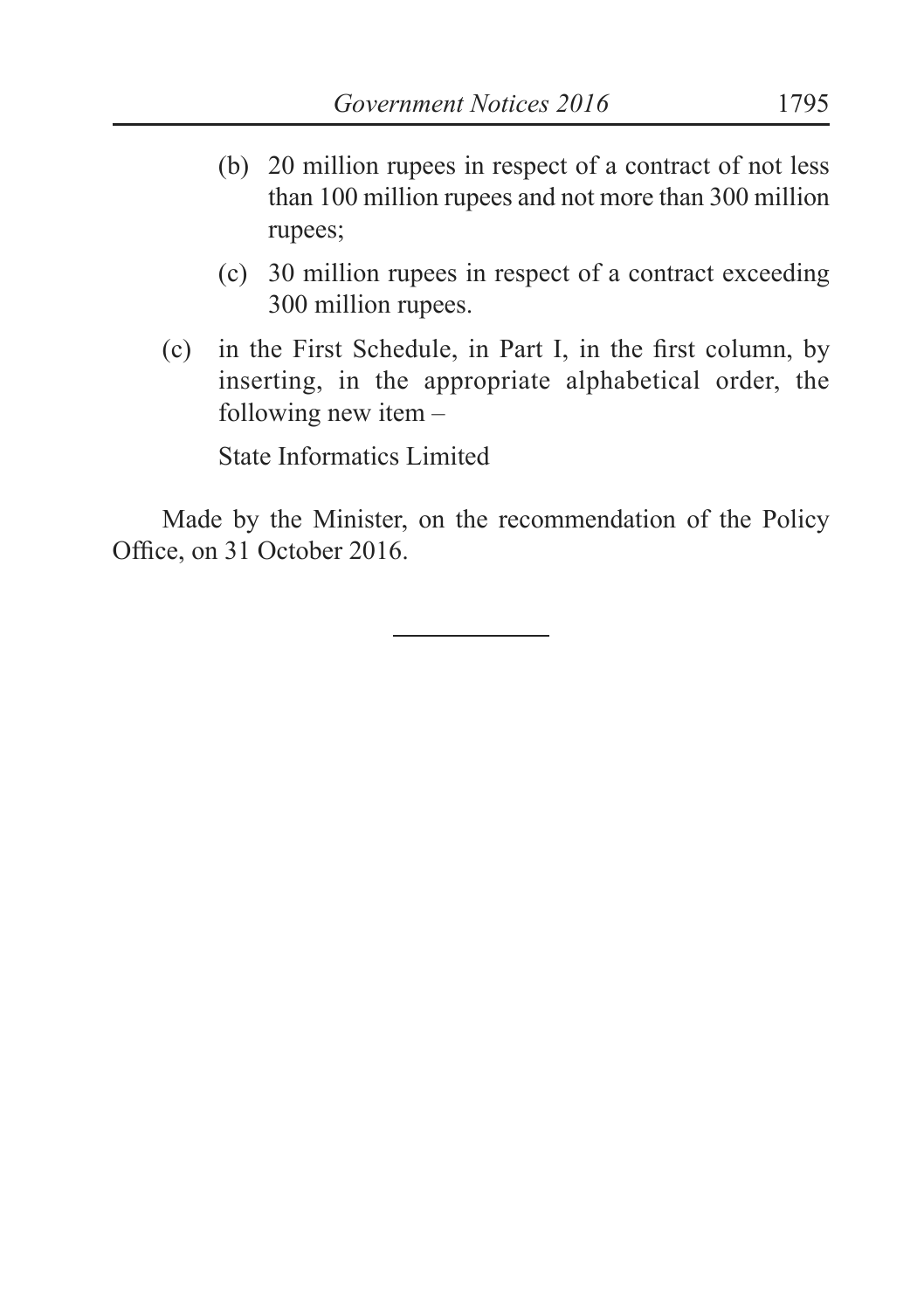(b) 20 million rupees in respect of a contract of not less than 100 million rupees and not more than 300 million rupees;

(c) 30 million rupees in respect of a contract exceeding 300 million rupees.

(c) in the First Schedule, in Part I, in the first column, by inserting, in the appropriate alphabetical order, the following new item –

State Informatics Limited

Made by the Minister, on the recommendation of the Policy Office, on 31 October 2016.

---